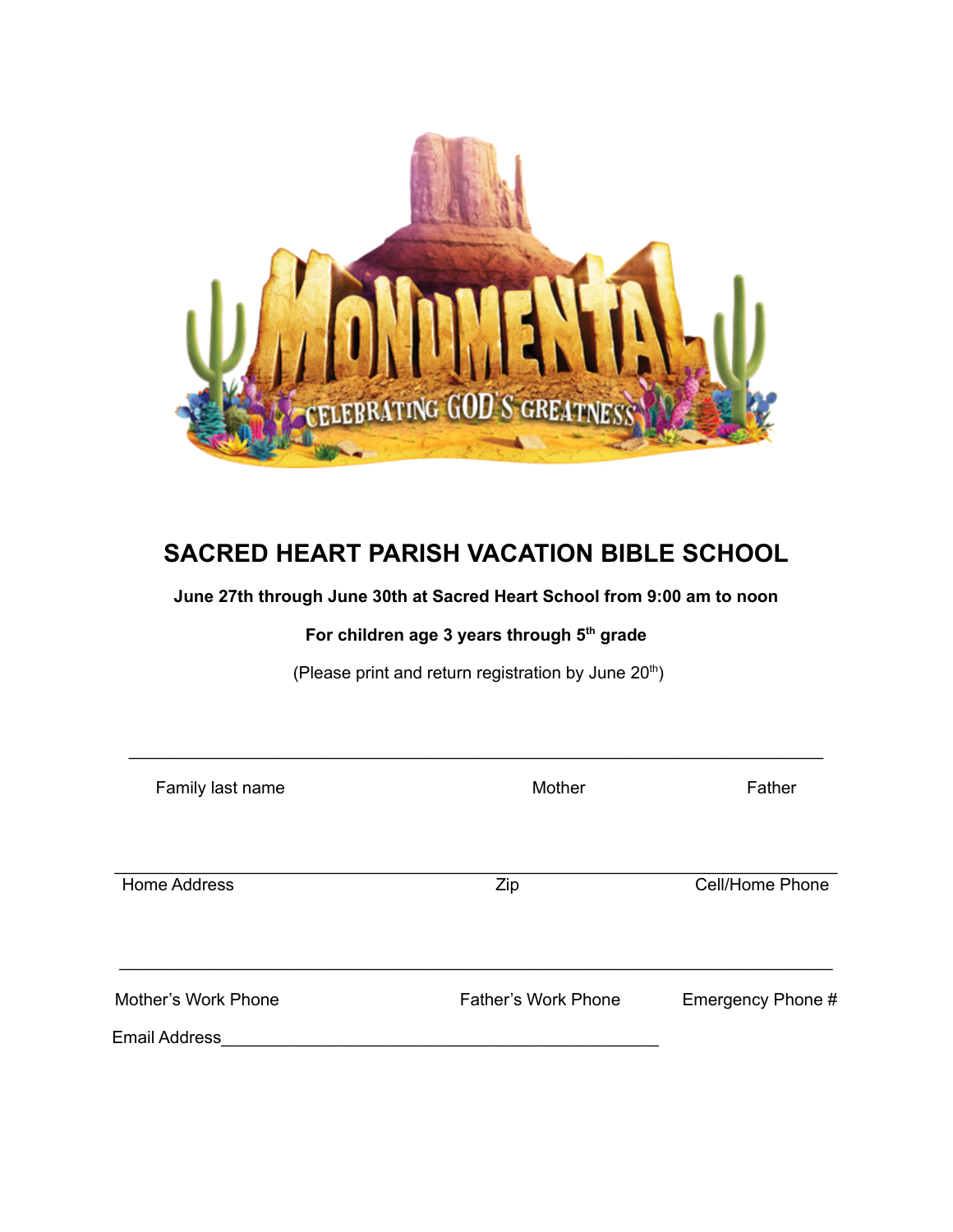# SACRED HEART PARISH VACATION BIBLE SCHOOL

**June 27th through June 30th at Sacred Heart School from 9:00 am to noon**

**For children age 3 years through 5th grade**

(Please print and return registration by June 20th)

_______________________________________________________________

Family last name Mother Father

_______________________________________________________________

Home Address Zip Cell/Home Phone

_______________________________________________________________

Mother's Work Phone Father's Work Phone Emergency Phone #

Email Address_______________________________________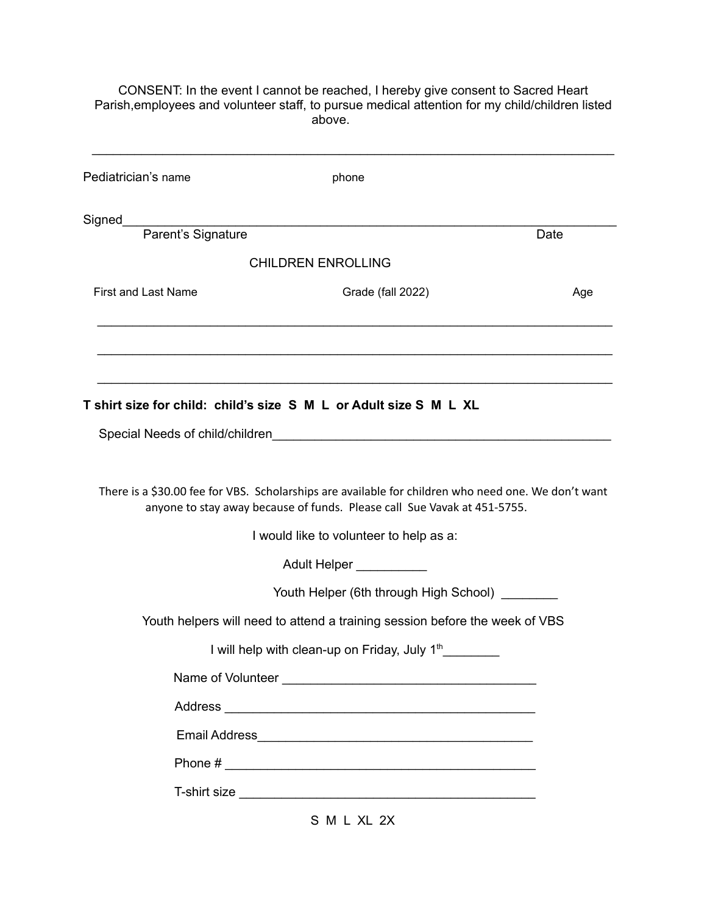CONSENT: In the event I cannot be reached, I hereby give consent to Sacred Heart Parish,employees and volunteer staff, to pursue medical attention for my child/children listed above.

_______________________________________________________________________

Pediatrician's name phone

Signed_______________________________________________________________________

Parent's Signature Date

CHILDREN ENROLLING

| First and Last Name | Grade (fall 2022) | Age |
|---|---|---|
| | | |
| | | |
| | | |

**T shirt size for child: child's size S M L or Adult size S M L XL**

Special Needs of child/children_______________________________________________

There is a $30.00 fee for VBS. Scholarships are available for children who need one. We don't want anyone to stay away because of funds. Please call Sue Vavak at 451-5755.

I would like to volunteer to help as a:

Adult Helper __________

Youth Helper (6th through High School) ________

Youth helpers will need to attend a training session before the week of VBS

I will help with clean-up on Friday, July 1th________

Name of Volunteer ___________________________________

Address ____________________________________________

Email Address_______________________________________

Phone # ____________________________________________

T-shirt size _________________________________________

S M L XL 2X